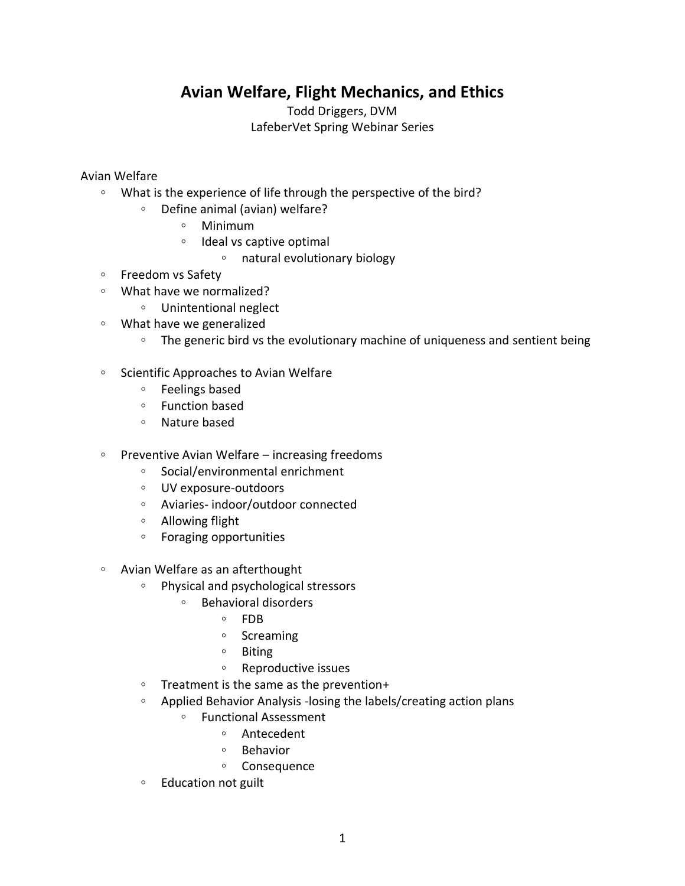# Avian Welfare, Flight Mechanics, and Ethics

Todd Driggers, DVM
LafeberVet Spring Webinar Series

Avian Welfare

- What is the experience of life through the perspective of the bird?
  - Define animal (avian) welfare?
    - Minimum
    - Ideal vs captive optimal
      - natural evolutionary biology
- Freedom vs Safety
- What have we normalized?
  - Unintentional neglect
- What have we generalized
  - The generic bird vs the evolutionary machine of uniqueness and sentient being

- Scientific Approaches to Avian Welfare
  - Feelings based
  - Function based
  - Nature based

- Preventive Avian Welfare – increasing freedoms
  - Social/environmental enrichment
  - UV exposure-outdoors
  - Aviaries- indoor/outdoor connected
  - Allowing flight
  - Foraging opportunities

- Avian Welfare as an afterthought
  - Physical and psychological stressors
    - Behavioral disorders
      - FDB
      - Screaming
      - Biting
      - Reproductive issues
  - Treatment is the same as the prevention+
  - Applied Behavior Analysis -losing the labels/creating action plans
    - Functional Assessment
      - Antecedent
      - Behavior
      - Consequence
  - Education not guilt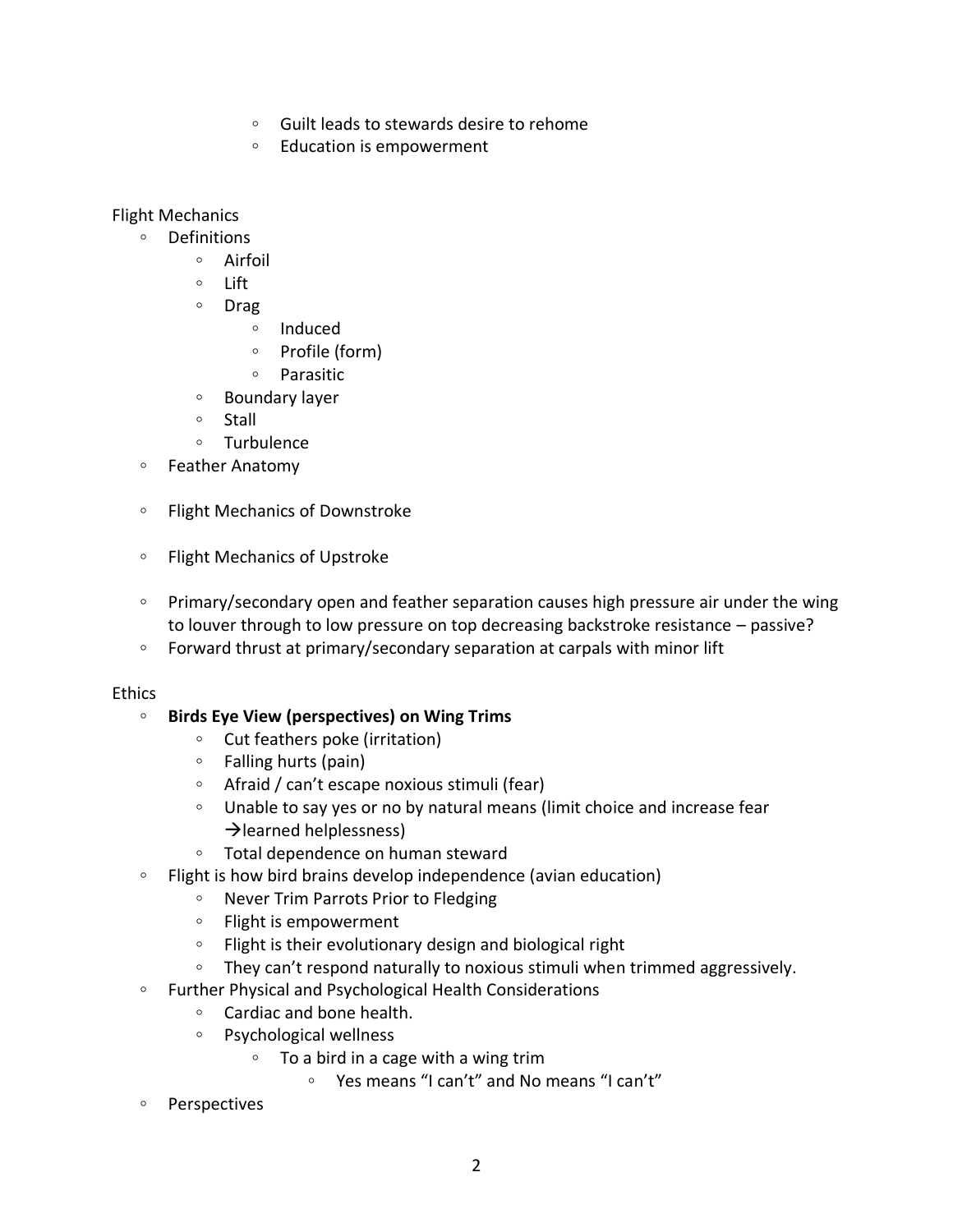- Guilt leads to stewards desire to rehome
        - Education is empowerment

Flight Mechanics

- Definitions
    - Airfoil
    - Lift
    - Drag
        - Induced
        - Profile (form)
        - Parasitic
    - Boundary layer
    - Stall
    - Turbulence
- Feather Anatomy

- Flight Mechanics of Downstroke

- Flight Mechanics of Upstroke

- Primary/secondary open and feather separation causes high pressure air under the wing to louver through to low pressure on top decreasing backstroke resistance – passive?
- Forward thrust at primary/secondary separation at carpals with minor lift

Ethics

- **Birds Eye View (perspectives) on Wing Trims**
    - Cut feathers poke (irritation)
    - Falling hurts (pain)
    - Afraid / can't escape noxious stimuli (fear)
    - Unable to say yes or no by natural means (limit choice and increase fear →learned helplessness)
    - Total dependence on human steward
- Flight is how bird brains develop independence (avian education)
    - Never Trim Parrots Prior to Fledging
    - Flight is empowerment
    - Flight is their evolutionary design and biological right
    - They can't respond naturally to noxious stimuli when trimmed aggressively.
- Further Physical and Psychological Health Considerations
    - Cardiac and bone health.
    - Psychological wellness
        - To a bird in a cage with a wing trim
            - Yes means "I can't" and No means "I can't"
- Perspectives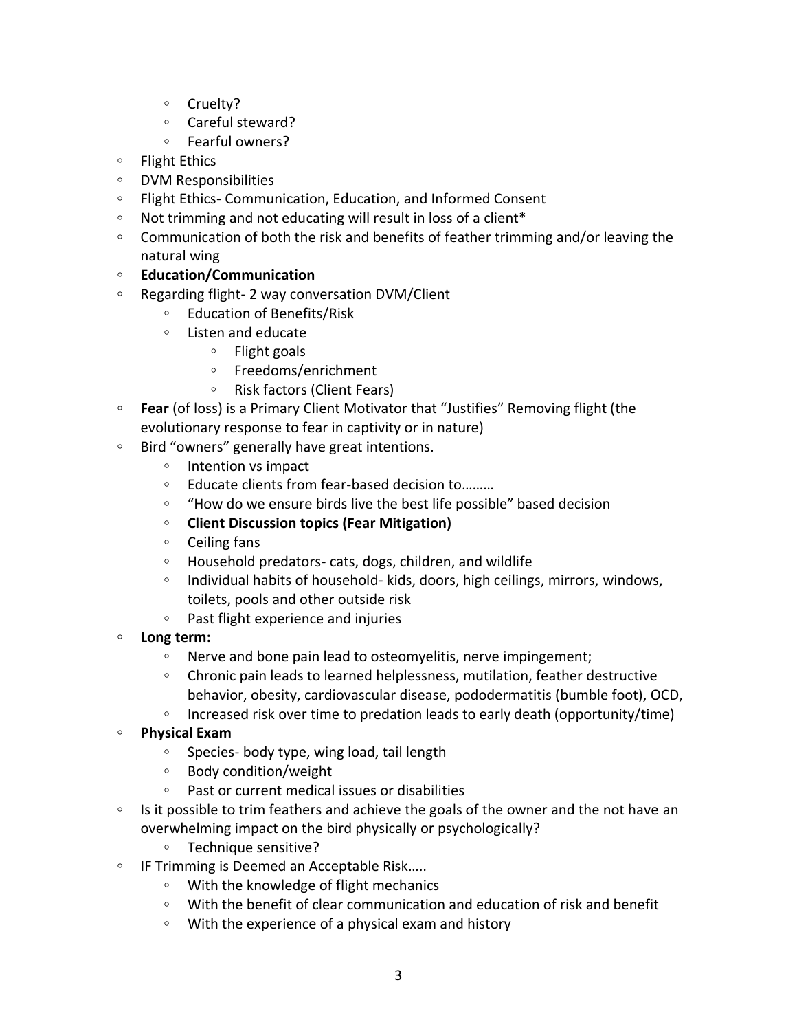- Cruelty?
    - Careful steward?
    - Fearful owners?
- Flight Ethics
- DVM Responsibilities
- Flight Ethics- Communication, Education, and Informed Consent
- Not trimming and not educating will result in loss of a client*
- Communication of both the risk and benefits of feather trimming and/or leaving the natural wing
- **Education/Communication**
- Regarding flight- 2 way conversation DVM/Client
    - Education of Benefits/Risk
    - Listen and educate
        - Flight goals
        - Freedoms/enrichment
        - Risk factors (Client Fears)
- **Fear** (of loss) is a Primary Client Motivator that "Justifies" Removing flight (the evolutionary response to fear in captivity or in nature)
- Bird "owners" generally have great intentions.
    - Intention vs impact
    - Educate clients from fear-based decision to………
    - "How do we ensure birds live the best life possible" based decision
    - **Client Discussion topics (Fear Mitigation)**
    - Ceiling fans
    - Household predators- cats, dogs, children, and wildlife
    - Individual habits of household- kids, doors, high ceilings, mirrors, windows, toilets, pools and other outside risk
    - Past flight experience and injuries
- **Long term:**
    - Nerve and bone pain lead to osteomyelitis, nerve impingement;
    - Chronic pain leads to learned helplessness, mutilation, feather destructive behavior, obesity, cardiovascular disease, pododermatitis (bumble foot), OCD,
    - Increased risk over time to predation leads to early death (opportunity/time)
- **Physical Exam**
    - Species- body type, wing load, tail length
    - Body condition/weight
    - Past or current medical issues or disabilities
- Is it possible to trim feathers and achieve the goals of the owner and the not have an overwhelming impact on the bird physically or psychologically?
    - Technique sensitive?
- IF Trimming is Deemed an Acceptable Risk…..
    - With the knowledge of flight mechanics
    - With the benefit of clear communication and education of risk and benefit
    - With the experience of a physical exam and history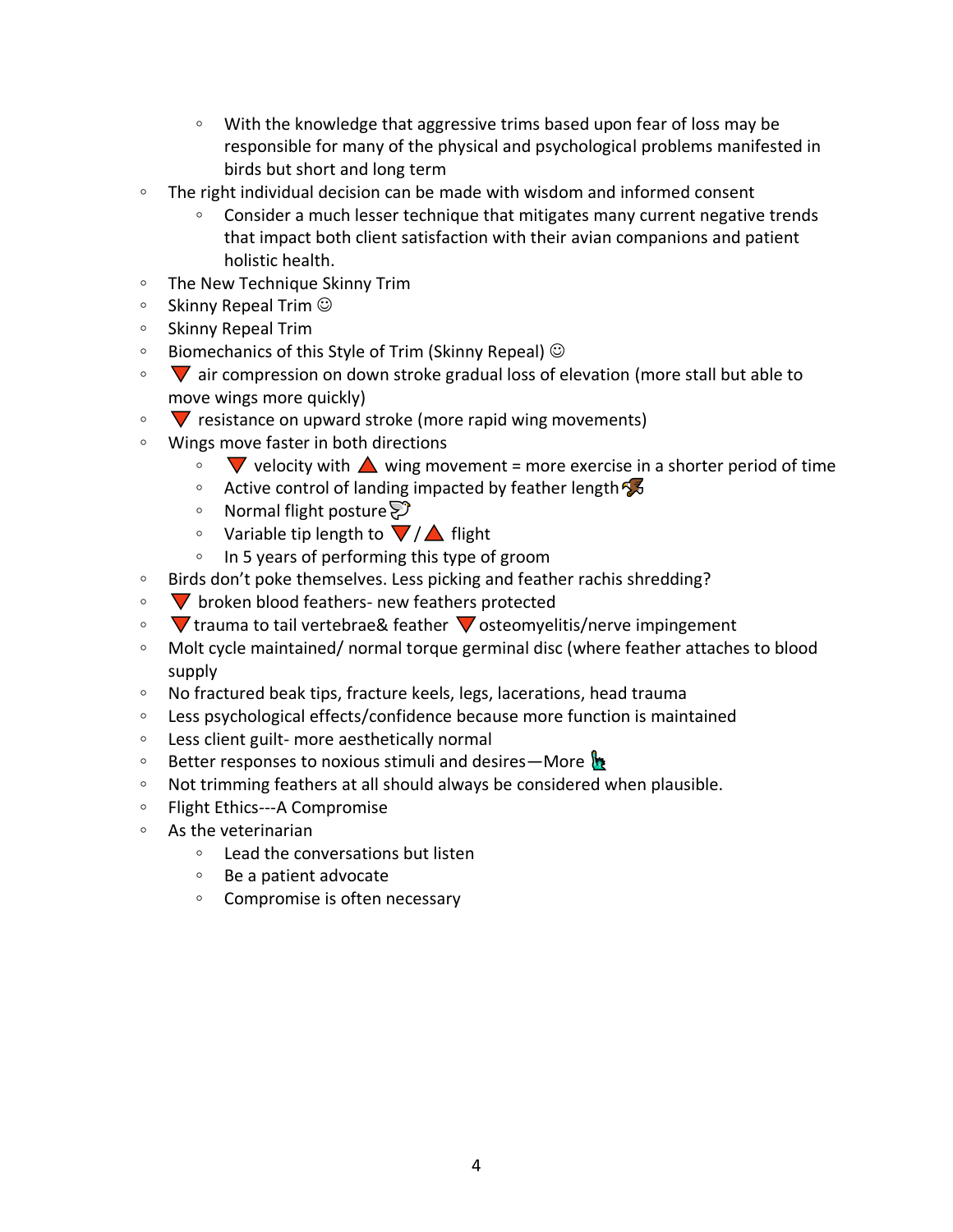- With the knowledge that aggressive trims based upon fear of loss may be responsible for many of the physical and psychological problems manifested in birds but short and long term
- The right individual decision can be made with wisdom and informed consent
  - Consider a much lesser technique that mitigates many current negative trends that impact both client satisfaction with their avian companions and patient holistic health.
- The New Technique Skinny Trim
- Skinny Repeal Trim ☺
- Skinny Repeal Trim
- Biomechanics of this Style of Trim (Skinny Repeal) ☺
- 🔻 air compression on down stroke gradual loss of elevation (more stall but able to move wings more quickly)
- 🔻 resistance on upward stroke (more rapid wing movements)
- Wings move faster in both directions
  - 🔻 velocity with 🔺 wing movement = more exercise in a shorter period of time
  - Active control of landing impacted by feather length 🦅
  - Normal flight posture 🕊
  - Variable tip length to 🔻/🔺 flight
  - In 5 years of performing this type of groom
- Birds don't poke themselves. Less picking and feather rachis shredding?
- 🔻 broken blood feathers- new feathers protected
- 🔻 trauma to tail vertebrae& feather 🔻 osteomyelitis/nerve impingement
- Molt cycle maintained/ normal torque germinal disc (where feather attaches to blood supply
- No fractured beak tips, fracture keels, legs, lacerations, head trauma
- Less psychological effects/confidence because more function is maintained
- Less client guilt- more aesthetically normal
- Better responses to noxious stimuli and desires—More 🗽
- Not trimming feathers at all should always be considered when plausible.
- Flight Ethics---A Compromise
- As the veterinarian
  - Lead the conversations but listen
  - Be a patient advocate
  - Compromise is often necessary